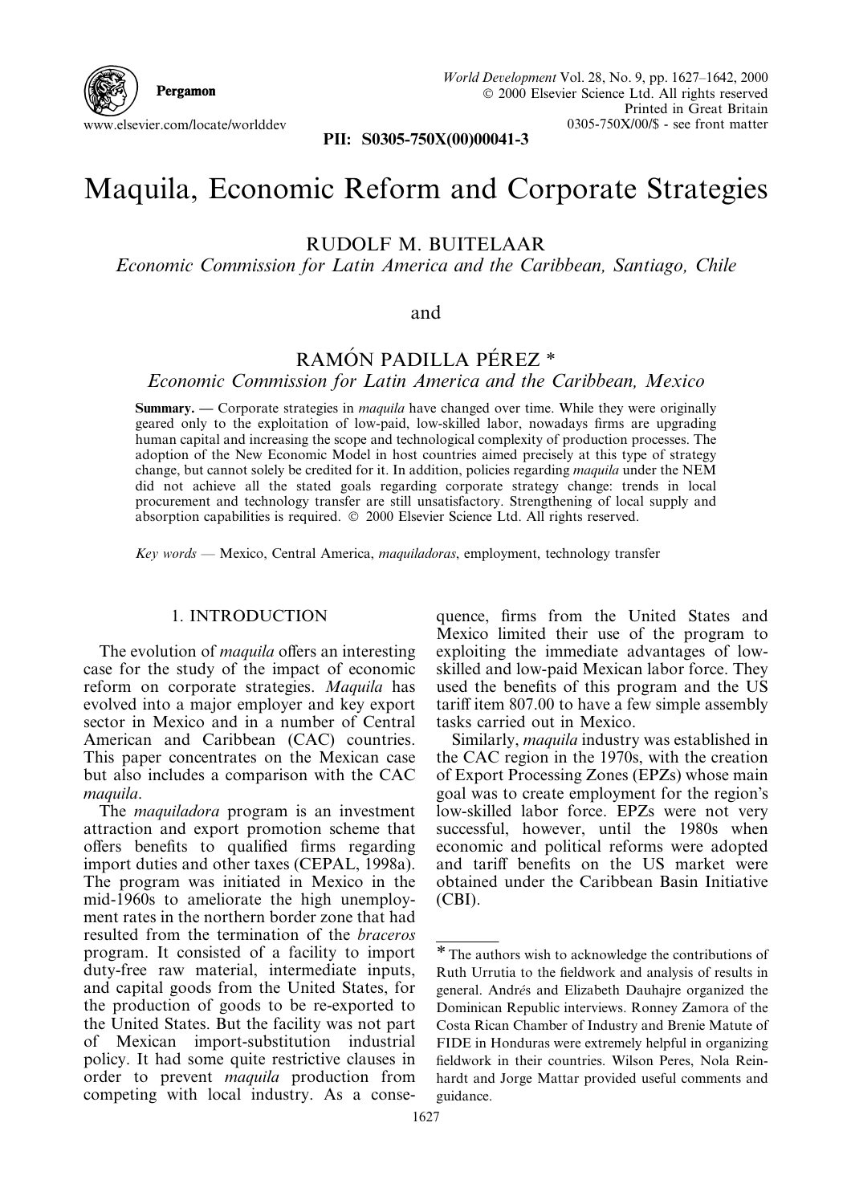# Maquila, Economic Reform and Corporate Strategies

RUDOLF M. BUITELAAR

*Economic Commission for Latin America and the Caribbean, Santiago, Chile*

and

RAMÓN PADILLA PÉREZ *

*Economic Commission for Latin America and the Caribbean, Mexico*

**Summary.** — Corporate strategies in *maquila* have changed over time. While they were originally geared only to the exploitation of low-paid, low-skilled labor, nowadays firms are upgrading human capital and increasing the scope and technological complexity of production processes. The adoption of the New Economic Model in host countries aimed precisely at this type of strategy change, but cannot solely be credited for it. In addition, policies regarding *maquila* under the NEM did not achieve all the stated goals regarding corporate strategy change: trends in local procurement and technology transfer are still unsatisfactory. Strengthening of local supply and absorption capabilities is required. © 2000 Elsevier Science Ltd. All rights reserved.

*Key words* — Mexico, Central America, *maquiladoras*, employment, technology transfer

## 1. INTRODUCTION

The evolution of *maquila* offers an interesting case for the study of the impact of economic reform on corporate strategies. *Maquila* has evolved into a major employer and key export sector in Mexico and in a number of Central American and Caribbean (CAC) countries. This paper concentrates on the Mexican case but also includes a comparison with the CAC *maquila*.

The *maquiladora* program is an investment attraction and export promotion scheme that offers benefits to qualified firms regarding import duties and other taxes (CEPAL, 1998a). The program was initiated in Mexico in the mid-1960s to ameliorate the high unemployment rates in the northern border zone that had resulted from the termination of the *braceros* program. It consisted of a facility to import duty-free raw material, intermediate inputs, and capital goods from the United States, for the production of goods to be re-exported to the United States. But the facility was not part of Mexican import-substitution industrial policy. It had some quite restrictive clauses in order to prevent *maquila* production from competing with local industry. As a consequence, firms from the United States and Mexico limited their use of the program to exploiting the immediate advantages of low-skilled and low-paid Mexican labor force. They used the benefits of this program and the US tariff item 807.00 to have a few simple assembly tasks carried out in Mexico.

Similarly, *maquila* industry was established in the CAC region in the 1970s, with the creation of Export Processing Zones (EPZs) whose main goal was to create employment for the region's low-skilled labor force. EPZs were not very successful, however, until the 1980s when economic and political reforms were adopted and tariff benefits on the US market were obtained under the Caribbean Basin Initiative (CBI).

---

* The authors wish to acknowledge the contributions of Ruth Urrutia to the fieldwork and analysis of results in general. Andrés and Elizabeth Dauhajre organized the Dominican Republic interviews. Ronney Zamora of the Costa Rican Chamber of Industry and Brenie Matute of FIDE in Honduras were extremely helpful in organizing fieldwork in their countries. Wilson Peres, Nola Reinhardt and Jorge Mattar provided useful comments and guidance.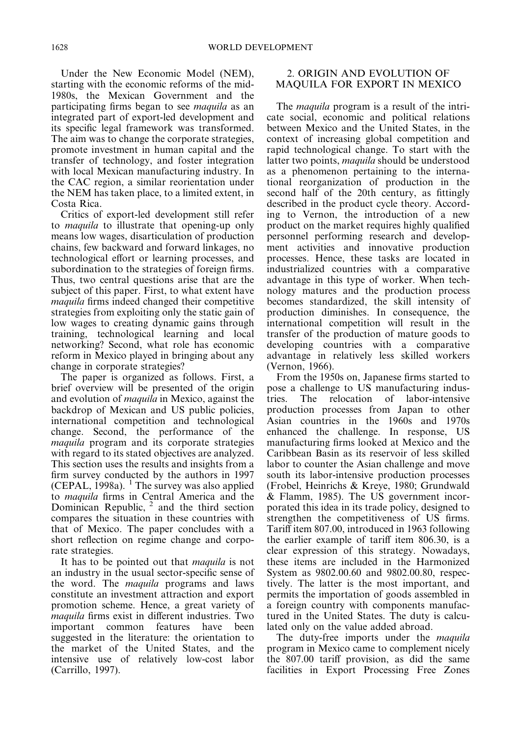Under the New Economic Model (NEM), starting with the economic reforms of the mid-1980s, the Mexican Government and the participating firms began to see *maquila* as an integrated part of export-led development and its specific legal framework was transformed. The aim was to change the corporate strategies, promote investment in human capital and the transfer of technology, and foster integration with local Mexican manufacturing industry. In the CAC region, a similar reorientation under the NEM has taken place, to a limited extent, in Costa Rica.

Critics of export-led development still refer to *maquila* to illustrate that opening-up only means low wages, disarticulation of production chains, few backward and forward linkages, no technological effort or learning processes, and subordination to the strategies of foreign firms. Thus, two central questions arise that are the subject of this paper. First, to what extent have *maquila* firms indeed changed their competitive strategies from exploiting only the static gain of low wages to creating dynamic gains through training, technological learning and local networking? Second, what role has economic reform in Mexico played in bringing about any change in corporate strategies?

The paper is organized as follows. First, a brief overview will be presented of the origin and evolution of *maquila* in Mexico, against the backdrop of Mexican and US public policies, international competition and technological change. Second, the performance of the *maquila* program and its corporate strategies with regard to its stated objectives are analyzed. This section uses the results and insights from a firm survey conducted by the authors in 1997 (CEPAL, 1998a). [1] The survey was also applied to *maquila* firms in Central America and the Dominican Republic, [2] and the third section compares the situation in these countries with that of Mexico. The paper concludes with a short reflection on regime change and corporate strategies.

It has to be pointed out that *maquila* is not an industry in the usual sector-specific sense of the word. The *maquila* programs and laws constitute an investment attraction and export promotion scheme. Hence, a great variety of *maquila* firms exist in different industries. Two important common features have been suggested in the literature: the orientation to the market of the United States, and the intensive use of relatively low-cost labor (Carrillo, 1997).

## 2. ORIGIN AND EVOLUTION OF MAQUILA FOR EXPORT IN MEXICO

The *maquila* program is a result of the intricate social, economic and political relations between Mexico and the United States, in the context of increasing global competition and rapid technological change. To start with the latter two points, *maquila* should be understood as a phenomenon pertaining to the international reorganization of production in the second half of the 20th century, as fittingly described in the product cycle theory. According to Vernon, the introduction of a new product on the market requires highly qualified personnel performing research and development activities and innovative production processes. Hence, these tasks are located in industrialized countries with a comparative advantage in this type of worker. When technology matures and the production process becomes standardized, the skill intensity of production diminishes. In consequence, the international competition will result in the transfer of the production of mature goods to developing countries with a comparative advantage in relatively less skilled workers (Vernon, 1966).

From the 1950s on, Japanese firms started to pose a challenge to US manufacturing industries. The relocation of labor-intensive production processes from Japan to other Asian countries in the 1960s and 1970s enhanced the challenge. In response, US manufacturing firms looked at Mexico and the Caribbean Basin as its reservoir of less skilled labor to counter the Asian challenge and move south its labor-intensive production processes (Frobel, Heinrichs & Kreye, 1980; Grundwald & Flamm, 1985). The US government incorporated this idea in its trade policy, designed to strengthen the competitiveness of US firms. Tariff item 807.00, introduced in 1963 following the earlier example of tariff item 806.30, is a clear expression of this strategy. Nowadays, these items are included in the Harmonized System as 9802.00.60 and 9802.00.80, respectively. The latter is the most important, and permits the importation of goods assembled in a foreign country with components manufactured in the United States. The duty is calculated only on the value added abroad.

The duty-free imports under the *maquila* program in Mexico came to complement nicely the 807.00 tariff provision, as did the same facilities in Export Processing Free Zones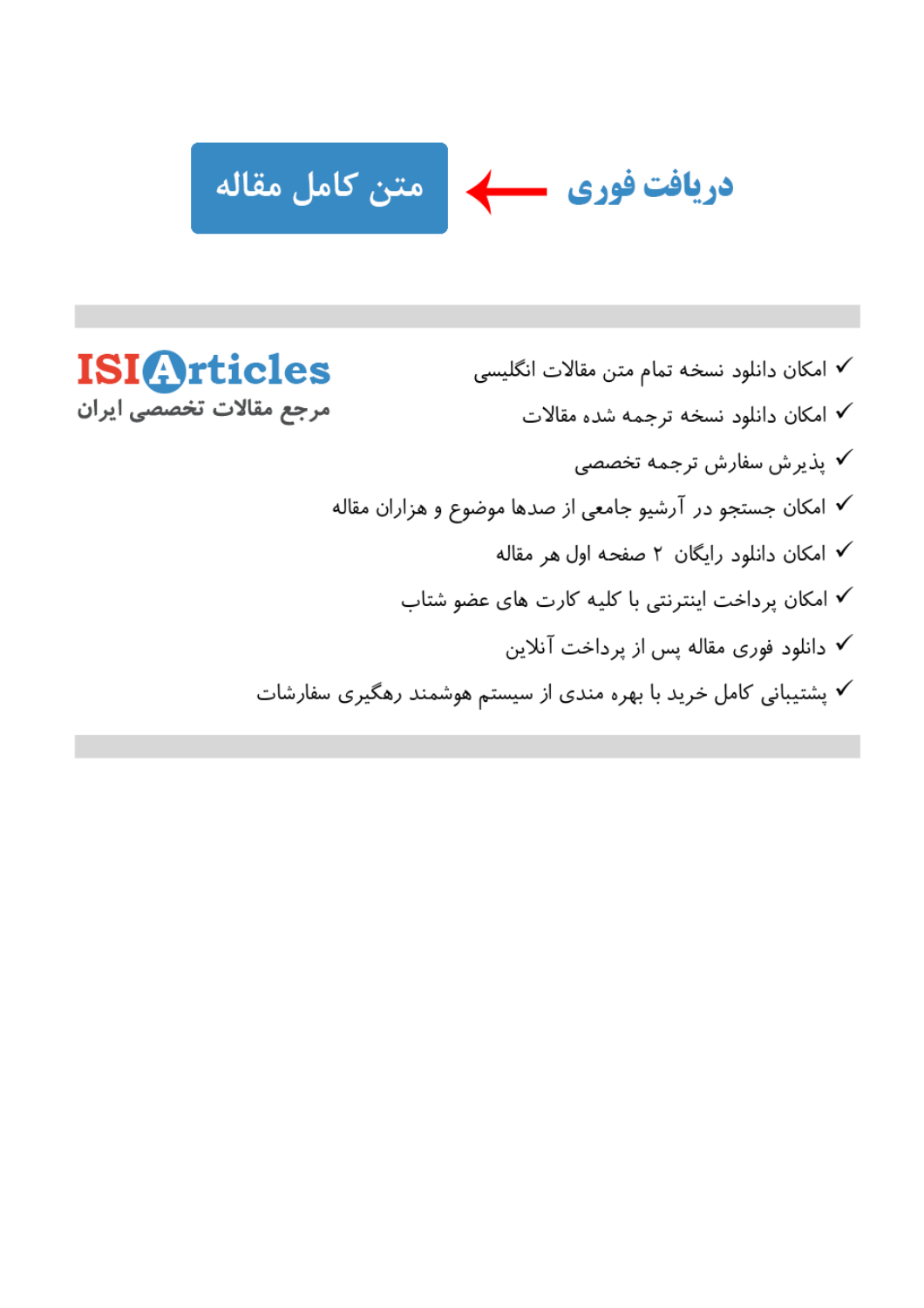دریافت فوری ← متن کامل مقاله

**ISIArticles**
مرجع مقالات تخصصی ایران

- ✓ امکان دانلود نسخه تمام متن مقالات انگلیسی
- ✓ امکان دانلود نسخه ترجمه شده مقالات
- ✓ پذیرش سفارش ترجمه تخصصی
- ✓ امکان جستجو در آرشیو جامعی از صدها موضوع و هزاران مقاله
- ✓ امکان دانلود رایگان ۲ صفحه اول هر مقاله
- ✓ امکان پرداخت اینترنتی با کلیه کارت های عضو شتاب
- ✓ دانلود فوری مقاله پس از پرداخت آنلاین
- ✓ پشتیبانی کامل خرید با بهره مندی از سیستم هوشمند رهگیری سفارشات